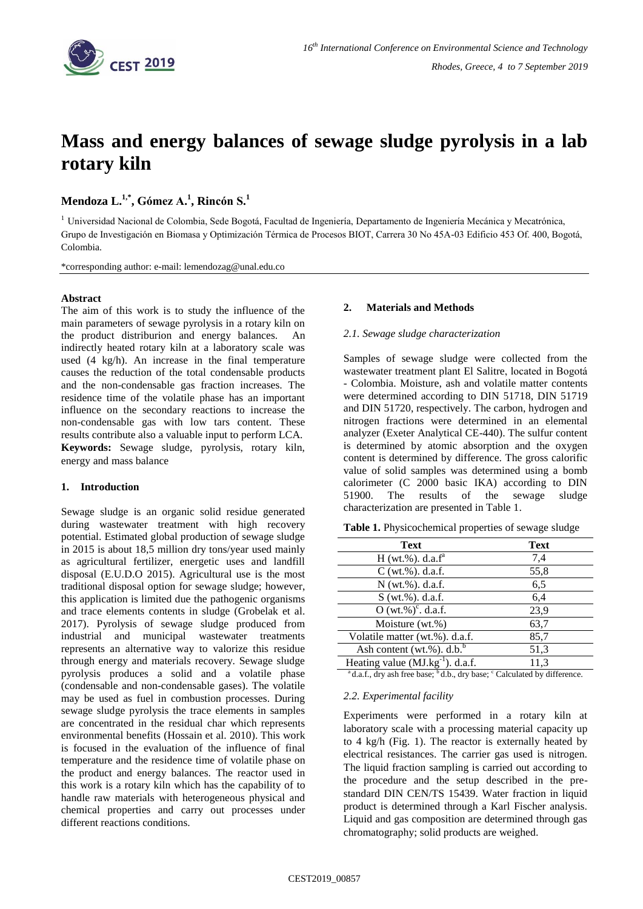# Mass and energy balances of sewage sludge pyrolysis in a lab rotary kiln

**Mendoza L.[1,*], Gómez A.[1], Rincón S.[1]**

[1] Universidad Nacional de Colombia, Sede Bogotá, Facultad de Ingeniería, Departamento de Ingeniería Mecánica y Mecatrónica, Grupo de Investigación en Biomasa y Optimización Térmica de Procesos BIOT, Carrera 30 No 45A-03 Edificio 453 Of. 400, Bogotá, Colombia.

*corresponding author: e-mail: lemendozag@unal.edu.co

**Abstract**

The aim of this work is to study the influence of the main parameters of sewage pyrolysis in a rotary kiln on the product distriburion and energy balances. An indirectly heated rotary kiln at a laboratory scale was used (4 kg/h). An increase in the final temperature causes the reduction of the total condensable products and the non-condensable gas fraction increases. The residence time of the volatile phase has an important influence on the secondary reactions to increase the non-condensable gas with low tars content. These results contribute also a valuable input to perform LCA.

**Keywords:** Sewage sludge, pyrolysis, rotary kiln, energy and mass balance

## 1. Introduction

Sewage sludge is an organic solid residue generated during wastewater treatment with high recovery potential. Estimated global production of sewage sludge in 2015 is about 18,5 million dry tons/year used mainly as agricultural fertilizer, energetic uses and landfill disposal (E.U.D.O 2015). Agricultural use is the most traditional disposal option for sewage sludge; however, this application is limited due the pathogenic organisms and trace elements contents in sludge (Grobelak et al. 2017). Pyrolysis of sewage sludge produced from industrial and municipal wastewater treatments represents an alternative way to valorize this residue through energy and materials recovery. Sewage sludge pyrolysis produces a solid and a volatile phase (condensable and non-condensable gases). The volatile may be used as fuel in combustion processes. During sewage sludge pyrolysis the trace elements in samples are concentrated in the residual char which represents environmental benefits (Hossain et al. 2010). This work is focused in the evaluation of the influence of final temperature and the residence time of volatile phase on the product and energy balances. The reactor used in this work is a rotary kiln which has the capability of to handle raw materials with heterogeneous physical and chemical properties and carry out processes under different reactions conditions.

## 2. Materials and Methods

### 2.1. Sewage sludge characterization

Samples of sewage sludge were collected from the wastewater treatment plant El Salitre, located in Bogotá - Colombia. Moisture, ash and volatile matter contents were determined according to DIN 51718, DIN 51719 and DIN 51720, respectively. The carbon, hydrogen and nitrogen fractions were determined in an elemental analyzer (Exeter Analytical CE-440). The sulfur content is determined by atomic absorption and the oxygen content is determined by difference. The gross calorific value of solid samples was determined using a bomb calorimeter (C 2000 basic IKA) according to DIN 51900. The results of the sewage sludge characterization are presented in Table 1.

**Table 1.** Physicochemical properties of sewage sludge

| Text | Text |
|---|---|
| H (wt.%). d.a.f[a] | 7,4 |
| C (wt.%). d.a.f. | 55,8 |
| N (wt.%). d.a.f. | 6,5 |
| S (wt.%). d.a.f. | 6,4 |
| O (wt.%)[c]. d.a.f. | 23,9 |
| Moisture (wt.%) | 63,7 |
| Volatile matter (wt.%). d.a.f. | 85,7 |
| Ash content (wt.%). d.b.[b] | 51,3 |
| Heating value ($MJ.kg^{-1}$). d.a.f. | 11,3 |

[a] d.a.f., dry ash free base; [b] d.b., dry base; [c] Calculated by difference.

### 2.2. Experimental facility

Experiments were performed in a rotary kiln at laboratory scale with a processing material capacity up to 4 kg/h (Fig. 1). The reactor is externally heated by electrical resistances. The carrier gas used is nitrogen. The liquid fraction sampling is carried out according to the procedure and the setup described in the pre-standard DIN CEN/TS 15439. Water fraction in liquid product is determined through a Karl Fischer analysis. Liquid and gas composition are determined through gas chromatography; solid products are weighed.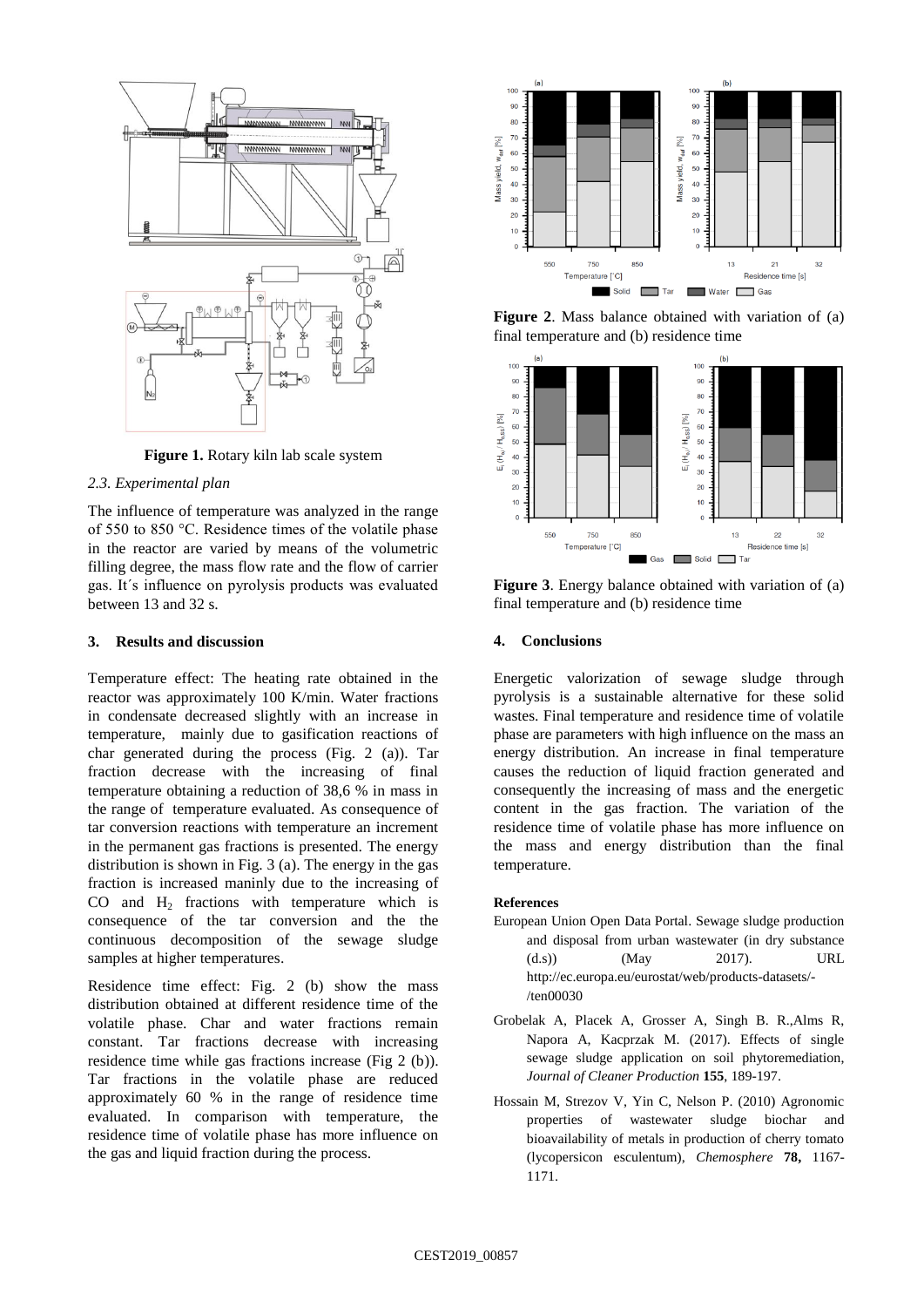Figure 1. Rotary kiln lab scale system

### 2.3. Experimental plan

The influence of temperature was analyzed in the range of 550 to 850 °C. Residence times of the volatile phase in the reactor are varied by means of the volumetric filling degree, the mass flow rate and the flow of carrier gas. It´s influence on pyrolysis products was evaluated between 13 and 32 s.

## 3. Results and discussion

Temperature effect: The heating rate obtained in the reactor was approximately 100 K/min. Water fractions in condensate decreased slightly with an increase in temperature, mainly due to gasification reactions of char generated during the process (Fig. 2 (a)). Tar fraction decrease with the increasing of final temperature obtaining a reduction of 38,6 % in mass in the range of temperature evaluated. As consequence of tar conversion reactions with temperature an increment in the permanent gas fractions is presented. The energy distribution is shown in Fig. 3 (a). The energy in the gas fraction is increased maninly due to the increasing of CO and $H_2$ fractions with temperature which is consequence of the tar conversion and the the continuous decomposition of the sewage sludge samples at higher temperatures.

Residence time effect: Fig. 2 (b) show the mass distribution obtained at different residence time of the volatile phase. Char and water fractions remain constant. Tar fractions decrease with increasing residence time while gas fractions increase (Fig 2 (b)). Tar fractions in the volatile phase are reduced approximately 60 % in the range of residence time evaluated. In comparison with temperature, the residence time of volatile phase has more influence on the gas and liquid fraction during the process.

(a) (b)
Mass yield, $w_{daf}$ [%]
550 750 850
Temperature [°C]
13 21 32
Residence time [s]
Solid Tar Water Gas

**Figure 2**. Mass balance obtained with variation of (a) final temperature and (b) residence time

(a) (b)
$E_i$ ($H_{u,i}$ / $H_{u,SS}$) [%]
550 750 850
Temperature [°C]
13 22 32
Residence time [s]
Gas Solid Tar

**Figure 3**. Energy balance obtained with variation of (a) final temperature and (b) residence time

## 4. Conclusions

Energetic valorization of sewage sludge through pyrolysis is a sustainable alternative for these solid wastes. Final temperature and residence time of volatile phase are parameters with high influence on the mass an energy distribution. An increase in final temperature causes the reduction of liquid fraction generated and consequently the increasing of mass and the energetic content in the gas fraction. The variation of the residence time of volatile phase has more influence on the mass and energy distribution than the final temperature.

### References

European Union Open Data Portal. Sewage sludge production and disposal from urban wastewater (in dry substance (d.s)) (May 2017). URL http://ec.europa.eu/eurostat/web/products-datasets/-/ten00030

Grobelak A, Placek A, Grosser A, Singh B. R.,Alms R, Napora A, Kacprzak M. (2017). Effects of single sewage sludge application on soil phytoremediation, *Journal of Cleaner Production* **155**, 189-197.

Hossain M, Strezov V, Yin C, Nelson P. (2010) Agronomic properties of wastewater sludge biochar and bioavailability of metals in production of cherry tomato (lycopersicon esculentum), *Chemosphere* **78,** 1167-1171.